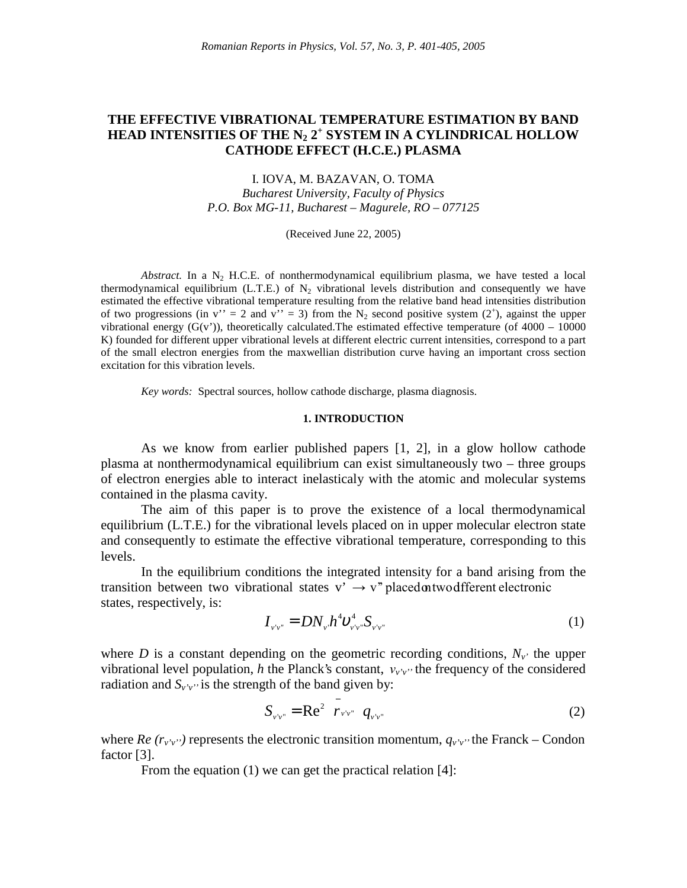# THE EFFECTIVE VIBRATIONAL TEMPERATURE ESTIMATION BY BAND HEAD INTENSITIES OF THE $N_2$ $2^+$ SYSTEM IN A CYLINDRICAL HOLLOW CATHODE EFFECT (H.C.E.) PLASMA

I. IOVA, M. BAZAVAN, O. TOMA

*Bucharest University, Faculty of Physics*
*P.O. Box MG-11, Bucharest – Magurele, RO – 077125*

(Received June 22, 2005)

*Abstract.* In a $N_2$ H.C.E. of nonthermodynamical equilibrium plasma, we have tested a local thermodynamical equilibrium (L.T.E.) of $N_2$ vibrational levels distribution and consequently we have estimated the effective vibrational temperature resulting from the relative band head intensities distribution of two progressions (in v'' = 2 and v'' = 3) from the $N_2$ second positive system ($2^+$), against the upper vibrational energy (G(v')), theoretically calculated.The estimated effective temperature (of 4000 – 10000 K) founded for different upper vibrational levels at different electric current intensities, correspond to a part of the small electron energies from the maxwellian distribution curve having an important cross section excitation for this vibration levels.

*Key words:* Spectral sources, hollow cathode discharge, plasma diagnosis.

## 1. INTRODUCTION

As we know from earlier published papers [1, 2], in a glow hollow cathode plasma at nonthermodynamical equilibrium can exist simultaneously two – three groups of electron energies able to interact inelasticaly with the atomic and molecular systems contained in the plasma cavity.

The aim of this paper is to prove the existence of a local thermodynamical equilibrium (L.T.E.) for the vibrational levels placed on in upper molecular electron state and consequently to estimate the effective vibrational temperature, corresponding to this levels.

In the equilibrium conditions the integrated intensity for a band arising from the transition between two vibrational states v' → v" placed on two dfferent electronic states, respectively, is:

$$I_{v'v''} = DN_{v'}h^4\upsilon^4_{v'v''}S_{v'v''} \tag{1}$$

where $D$ is a constant depending on the geometric recording conditions, $N_{v'}$ the upper vibrational level population, $h$ the Planck's constant, $v_{v'v''}$ the frequency of the considered radiation and $S_{v'v''}$ is the strength of the band given by:

$$S_{v'v''} = \mathrm{Re}^2\left(\bar{r}_{v'v''}\right)q_{v'v''} \tag{2}$$

where $Re\,(r_{v'v''})$ represents the electronic transition momentum, $q_{v'v''}$ the Franck – Condon factor [3].

From the equation (1) we can get the practical relation [4]: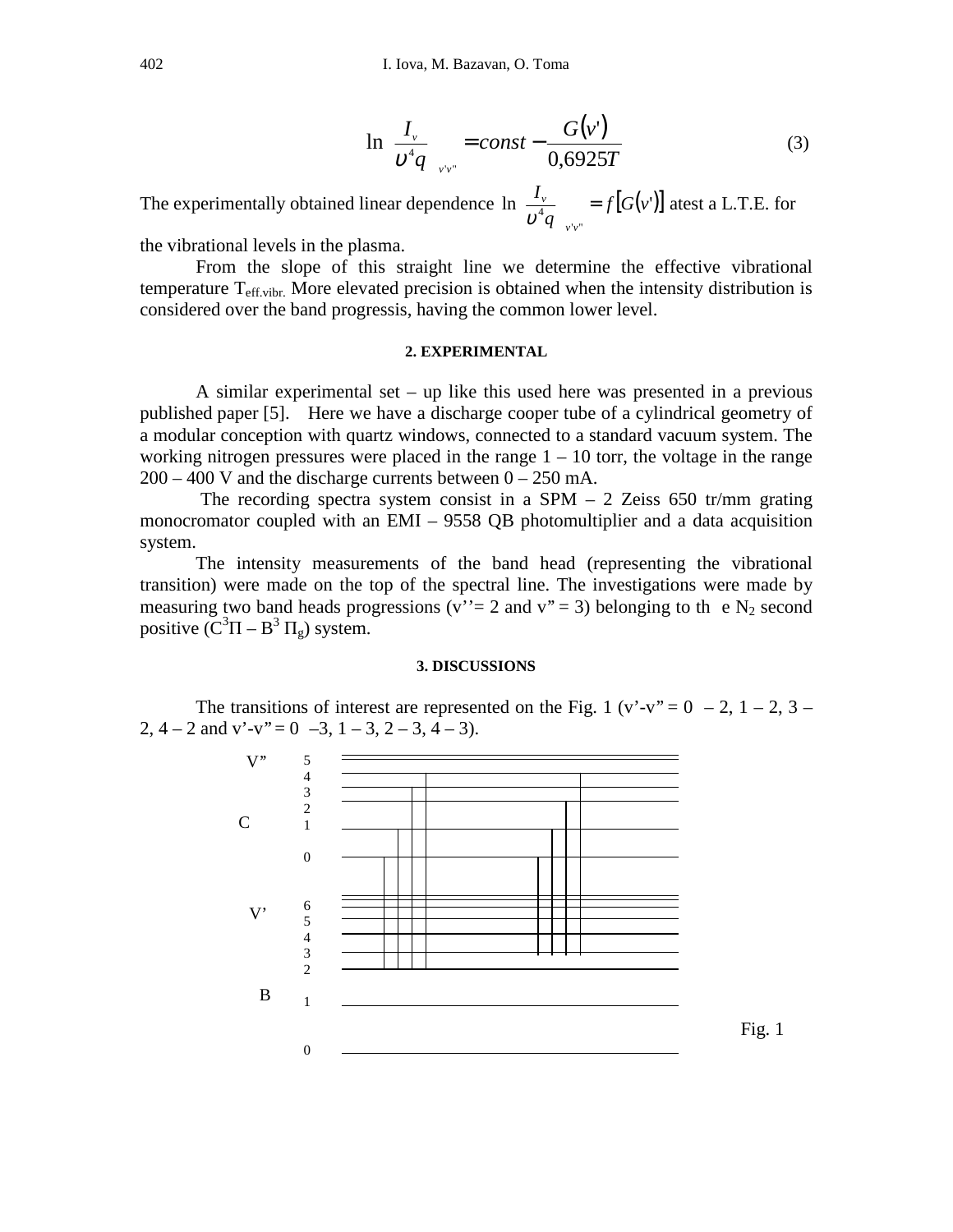$$\ln\left(\frac{I_v}{\upsilon^4 q}\right)_{v'v''} = const - \frac{G(v')}{0{,}6925T} \tag{3}$$

The experimentally obtained linear dependence $\ln\left(\frac{I_v}{\upsilon^4 q}\right)_{v'v''} = f[G(v')]$ atest a L.T.E. for the vibrational levels in the plasma.

From the slope of this straight line we determine the effective vibrational temperature $T_{eff.vibr.}$ More elevated precision is obtained when the intensity distribution is considered over the band progressis, having the common lower level.

## 2. EXPERIMENTAL

A similar experimental set – up like this used here was presented in a previous published paper [5]. Here we have a discharge cooper tube of a cylindrical geometry of a modular conception with quartz windows, connected to a standard vacuum system. The working nitrogen pressures were placed in the range 1 – 10 torr, the voltage in the range 200 – 400 V and the discharge currents between 0 – 250 mA.

The recording spectra system consist in a SPM – 2 Zeiss 650 tr/mm grating monocromator coupled with an EMI – 9558 QB photomultiplier and a data acquisition system.

The intensity measurements of the band head (representing the vibrational transition) were made on the top of the spectral line. The investigations were made by measuring two band heads progressions (v''= 2 and v" = 3) belonging to th e $N_2$ second positive ($C^3\Pi$ – $B^3$ $\Pi_g$) system.

## 3. DISCUSSIONS

The transitions of interest are represented on the Fig. 1 (v'-v" = 0 – 2, 1 – 2, 3 – 2, 4 – 2 and v'-v" = 0 –3, 1 – 3, 2 – 3, 4 – 3).

Fig. 1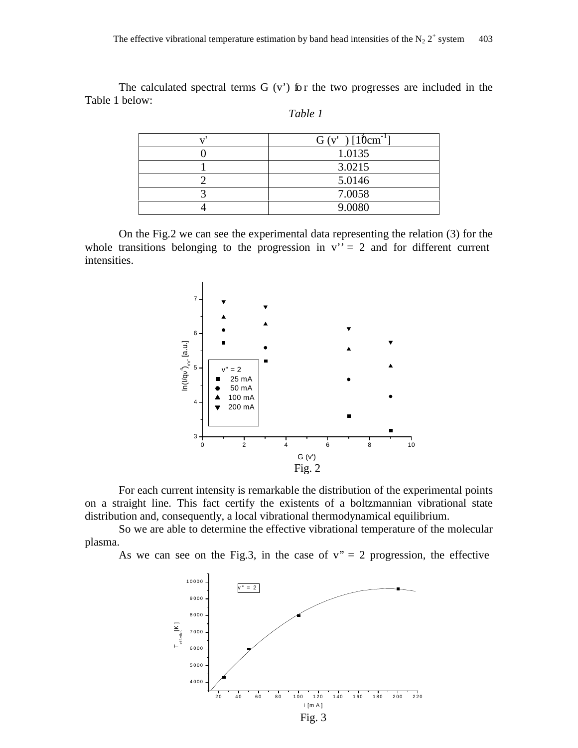The calculated spectral terms G (v') for the two progresses are included in the Table 1 below:

*Table 1*

| v' | G (v') [$10^3$cm$^{-1}$] |
|---|---|
| 0 | 1.0135 |
| 1 | 3.0215 |
| 2 | 5.0146 |
| 3 | 7.0058 |
| 4 | 9.0080 |

On the Fig.2 we can see the experimental data representing the relation (3) for the whole transitions belonging to the progression in v'' = 2 and for different current intensities.

Fig. 2

For each current intensity is remarkable the distribution of the experimental points on a straight line. This fact certify the existents of a boltzmannian vibrational state distribution and, consequently, a local vibrational thermodynamical equilibrium.

So we are able to determine the effective vibrational temperature of the molecular plasma.

As we can see on the Fig.3, in the case of v" = 2 progression, the effective

Fig. 3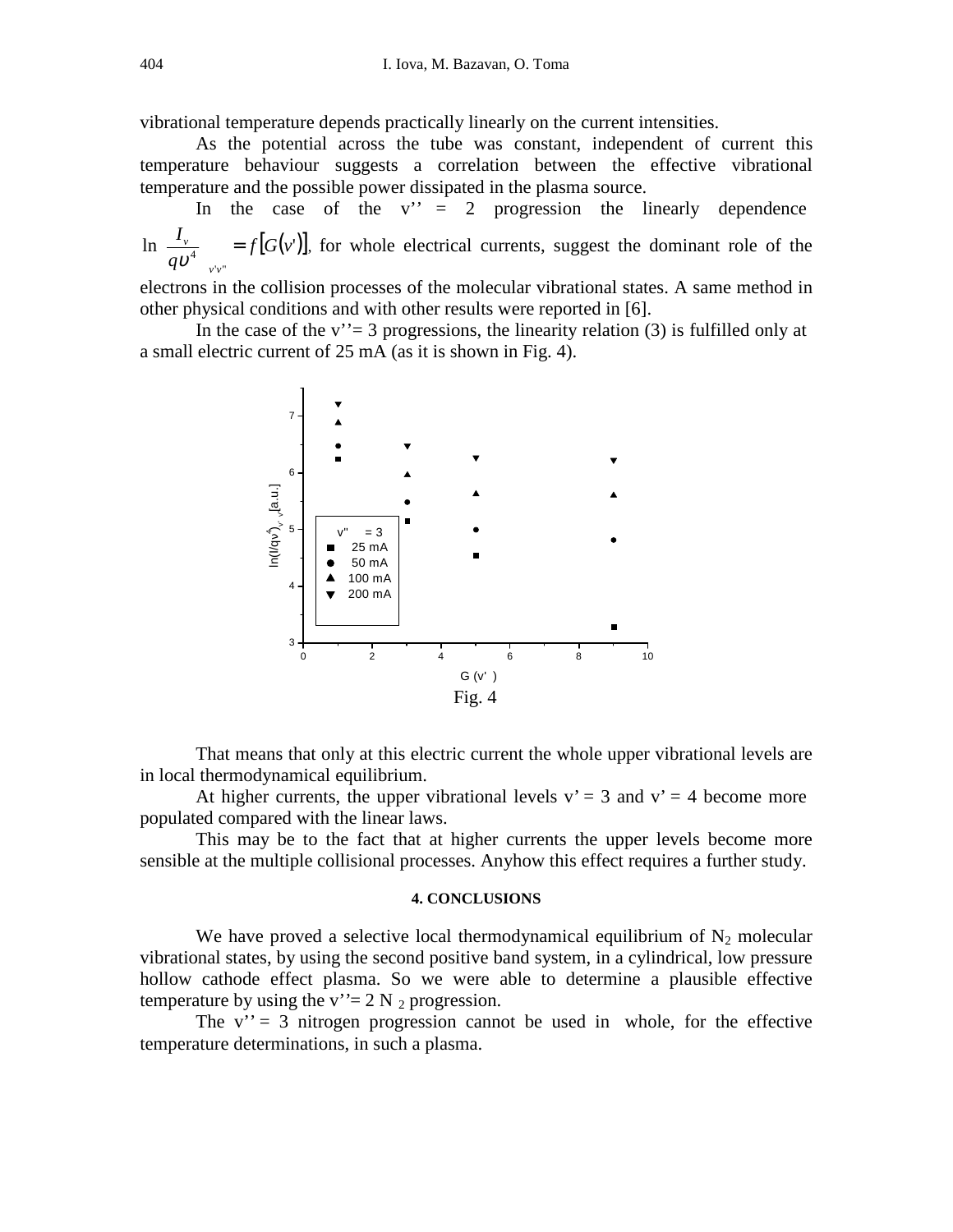vibrational temperature depends practically linearly on the current intensities.

As the potential across the tube was constant, independent of current this temperature behaviour suggests a correlation between the effective vibrational temperature and the possible power dissipated in the plasma source.

In the case of the v'' = 2 progression the linearly dependence $\ln\left(\frac{I_v}{q\upsilon^4}\right)_{v'v''} = f\left[G(v')\right]$, for whole electrical currents, suggest the dominant role of the electrons in the collision processes of the molecular vibrational states. A same method in other physical conditions and with other results were reported in [6].

In the case of the v''= 3 progressions, the linearity relation (3) is fulfilled only at a small electric current of 25 mA (as it is shown in Fig. 4).

Fig. 4

That means that only at this electric current the whole upper vibrational levels are in local thermodynamical equilibrium.

At higher currents, the upper vibrational levels v' = 3 and v' = 4 become more populated compared with the linear laws.

This may be to the fact that at higher currents the upper levels become more sensible at the multiple collisional processes. Anyhow this effect requires a further study.

#### 4. CONCLUSIONS

We have proved a selective local thermodynamical equilibrium of $N_2$ molecular vibrational states, by using the second positive band system, in a cylindrical, low pressure hollow cathode effect plasma. So we were able to determine a plausible effective temperature by using the v''= 2 $N_2$ progression.

The v'' = 3 nitrogen progression cannot be used in whole, for the effective temperature determinations, in such a plasma.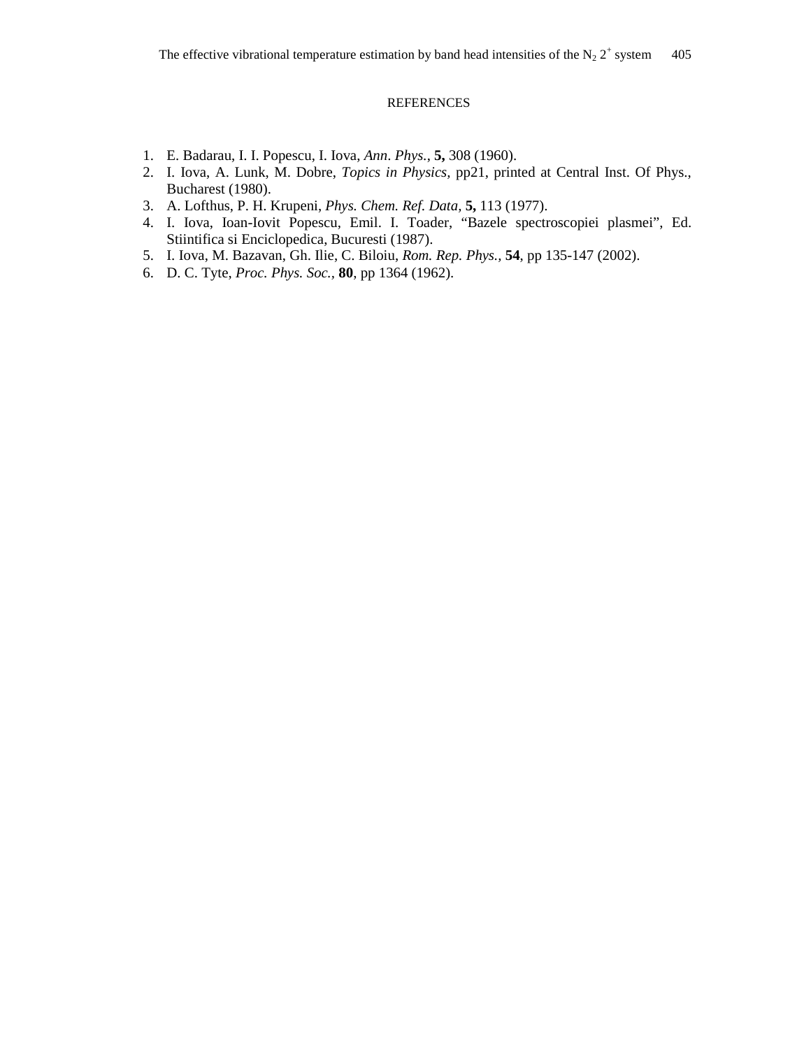## REFERENCES

1. E. Badarau, I. I. Popescu, I. Iova, *Ann. Phys.*, **5,** 308 (1960).
2. I. Iova, A. Lunk, M. Dobre, *Topics in Physics*, pp21, printed at Central Inst. Of Phys., Bucharest (1980).
3. A. Lofthus, P. H. Krupeni, *Phys. Chem. Ref. Data*, **5,** 113 (1977).
4. I. Iova, Ioan-Iovit Popescu, Emil. I. Toader, "Bazele spectroscopiei plasmei", Ed. Stiintifica si Enciclopedica, Bucuresti (1987).
5. I. Iova, M. Bazavan, Gh. Ilie, C. Biloiu, *Rom. Rep. Phys.*, **54**, pp 135-147 (2002).
6. D. C. Tyte, *Proc. Phys. Soc.*, **80**, pp 1364 (1962).